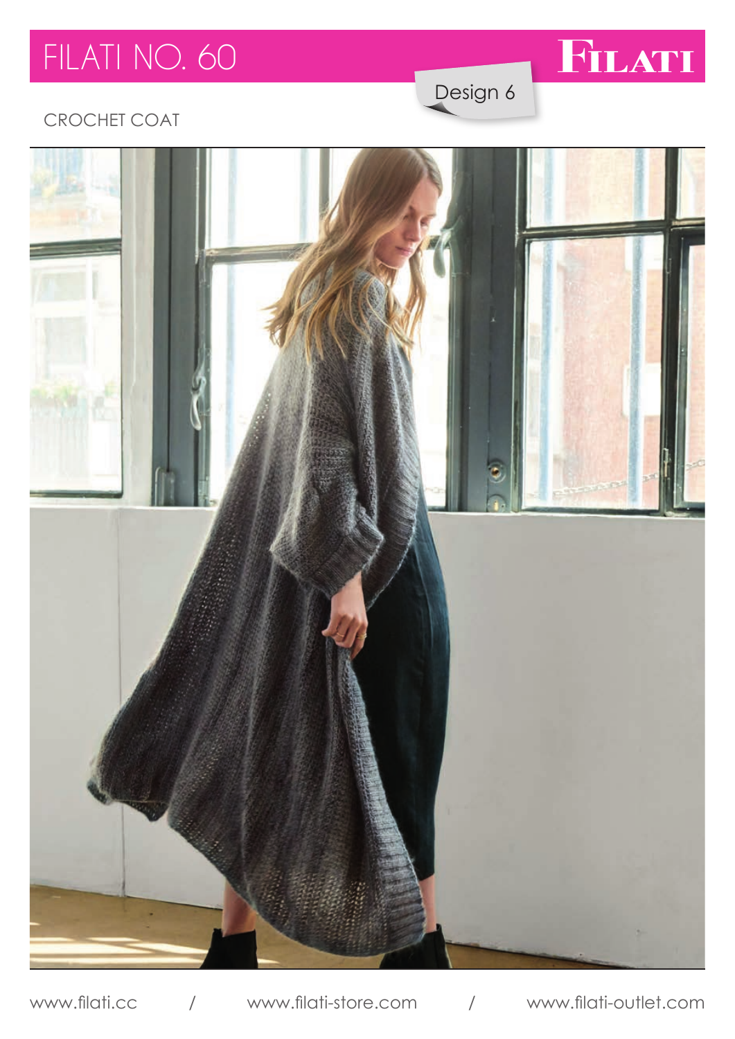# FILATI NO. 60

FILATI

Design 6

## CROCHET COAT

www.filati.cc / www.filati-store.com / www.filati-outlet.com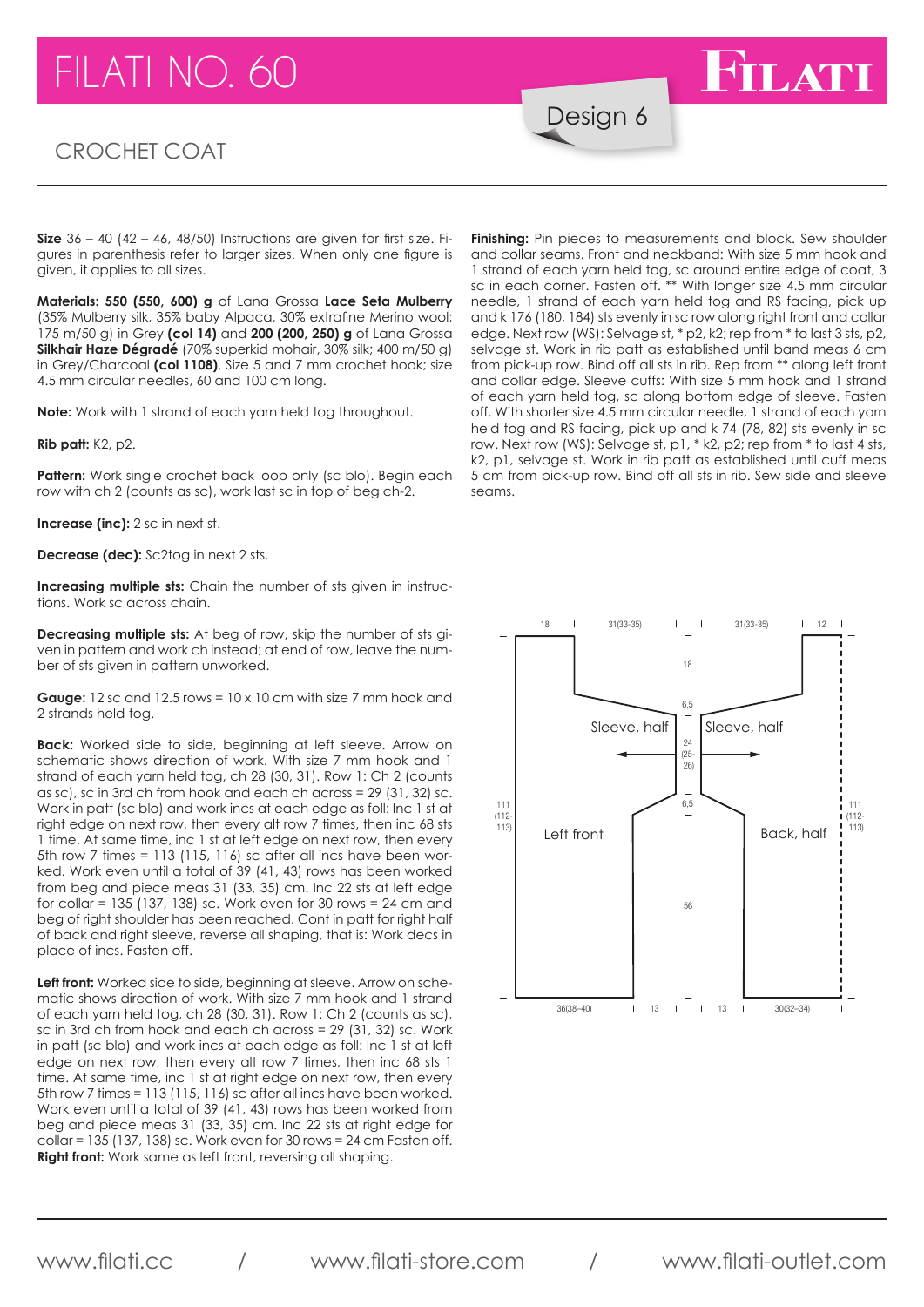# FILATI NO. 60

## CROCHET COAT

Design 6

**Size** 36 – 40 (42 – 46, 48/50) Instructions are given for first size. Figures in parenthesis refer to larger sizes. When only one figure is given, it applies to all sizes.

**Materials: 550 (550, 600) g** of Lana Grossa **Lace Seta Mulberry** (35% Mulberry silk, 35% baby Alpaca, 30% extrafine Merino wool; 175 m/50 g) in Grey **(col 14)** and **200 (200, 250) g** of Lana Grossa **Silkhair Haze Dégradé** (70% superkid mohair, 30% silk; 400 m/50 g) in Grey/Charcoal **(col 1108)**. Size 5 and 7 mm crochet hook; size 4.5 mm circular needles, 60 and 100 cm long.

**Note:** Work with 1 strand of each yarn held tog throughout.

**Rib patt:** K2, p2.

**Pattern:** Work single crochet back loop only (sc blo). Begin each row with ch 2 (counts as sc), work last sc in top of beg ch-2.

**Increase (inc):** 2 sc in next st.

**Decrease (dec):** Sc2tog in next 2 sts.

**Increasing multiple sts:** Chain the number of sts given in instructions. Work sc across chain.

**Decreasing multiple sts:** At beg of row, skip the number of sts given in pattern and work ch instead; at end of row, leave the number of sts given in pattern unworked.

**Gauge:** 12 sc and 12.5 rows = 10 x 10 cm with size 7 mm hook and 2 strands held tog.

**Back:** Worked side to side, beginning at left sleeve. Arrow on schematic shows direction of work. With size 7 mm hook and 1 strand of each yarn held tog, ch 28 (30, 31). Row 1: Ch 2 (counts as sc), sc in 3rd ch from hook and each ch across = 29 (31, 32) sc. Work in patt (sc blo) and work incs at each edge as foll: Inc 1 st at right edge on next row, then every alt row 7 times, then inc 68 sts 1 time. At same time, inc 1 st at left edge on next row, then every 5th row 7 times = 113 (115, 116) sc after all incs have been worked. Work even until a total of 39 (41, 43) rows has been worked from beg and piece meas 31 (33, 35) cm. Inc 22 sts at left edge for collar = 135 (137, 138) sc. Work even for 30 rows = 24 cm and beg of right shoulder has been reached. Cont in patt for right half of back and right sleeve, reverse all shaping, that is: Work decs in place of incs. Fasten off.

**Left front:** Worked side to side, beginning at sleeve. Arrow on schematic shows direction of work. With size 7 mm hook and 1 strand of each yarn held tog, ch 28 (30, 31). Row 1: Ch 2 (counts as sc), sc in 3rd ch from hook and each ch across = 29 (31, 32) sc. Work in patt (sc blo) and work incs at each edge as foll: Inc 1 st at left edge on next row, then every alt row 7 times, then inc 68 sts 1 time. At same time, inc 1 st at right edge on next row, then every 5th row 7 times = 113 (115, 116) sc after all incs have been worked. Work even until a total of 39 (41, 43) rows has been worked from beg and piece meas 31 (33, 35) cm. Inc 22 sts at right edge for collar = 135 (137, 138) sc. Work even for 30 rows = 24 cm Fasten off. **Right front:** Work same as left front, reversing all shaping.

**Finishing:** Pin pieces to measurements and block. Sew shoulder and collar seams. Front and neckband: With size 5 mm hook and 1 strand of each yarn held tog, sc around entire edge of coat, 3 sc in each corner. Fasten off. ** With longer size 4.5 mm circular needle, 1 strand of each yarn held tog and RS facing, pick up and k 176 (180, 184) sts evenly in sc row along right front and collar edge. Next row (WS): Selvage st, * p2, k2; rep from * to last 3 sts, p2, selvage st. Work in rib patt as established until band meas 6 cm from pick-up row. Bind off all sts in rib. Rep from ** along left front and collar edge. Sleeve cuffs: With size 5 mm hook and 1 strand of each yarn held tog, sc along bottom edge of sleeve. Fasten off. With shorter size 4.5 mm circular needle, 1 strand of each yarn held tog and RS facing, pick up and k 74 (78, 82) sts evenly in sc row. Next row (WS): Selvage st, p1, * k2, p2; rep from * to last 4 sts, k2, p1, selvage st. Work in rib patt as established until cuff meas 5 cm from pick-up row. Bind off all sts in rib. Sew side and sleeve seams.

Schematic labels: Sleeve, half; Sleeve, half; Left front; Back, half. Measurements: 18; 31(33-35); 31(33-35); 12; 18; 6,5; 24 (25-26); 6,5; 56; 111 (112-113); 111 (112-113); 36(38–40); 13; 13; 30(32–34)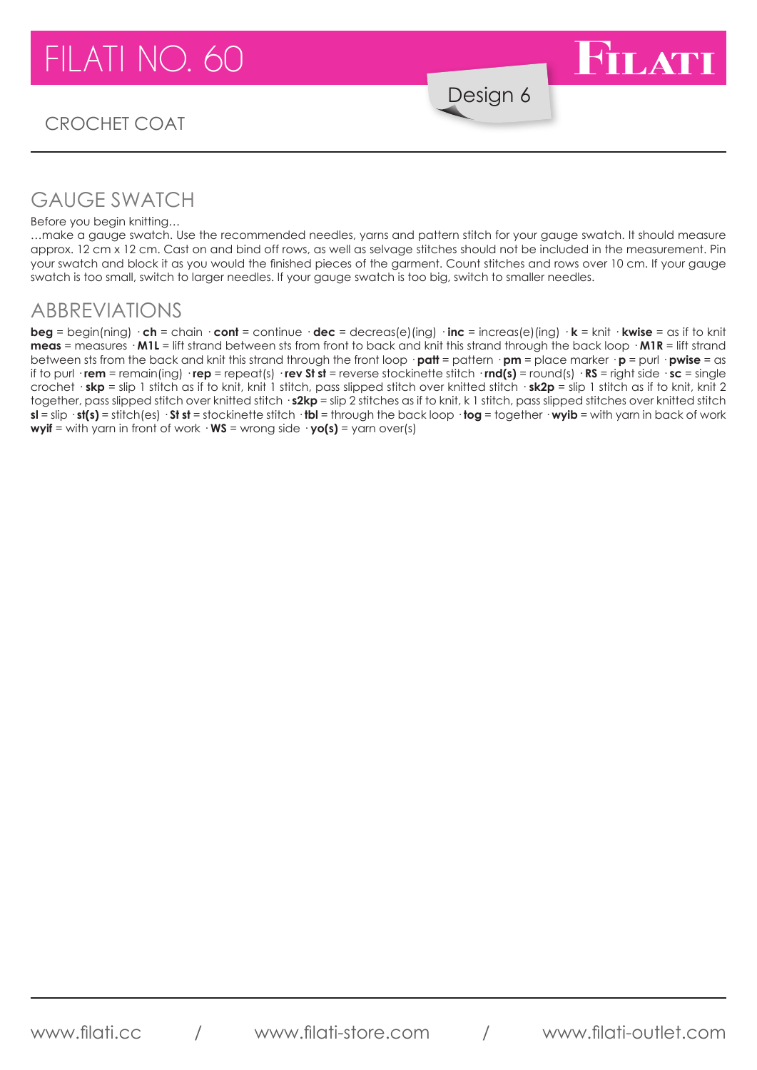# FILATI NO. 60

## CROCHET COAT

Design 6

## GAUGE SWATCH

Before you begin knitting…

…make a gauge swatch. Use the recommended needles, yarns and pattern stitch for your gauge swatch. It should measure approx. 12 cm x 12 cm. Cast on and bind off rows, as well as selvage stitches should not be included in the measurement. Pin your swatch and block it as you would the finished pieces of the garment. Count stitches and rows over 10 cm. If your gauge swatch is too small, switch to larger needles. If your gauge swatch is too big, switch to smaller needles.

## ABBREVIATIONS

**beg** = begin(ning) · **ch** = chain · **cont** = continue · **dec** = decreas(e)(ing) · **inc** = increas(e)(ing) · **k** = knit · **kwise** = as if to knit **meas** = measures · **M1L** = lift strand between sts from front to back and knit this strand through the back loop · **M1R** = lift strand between sts from the back and knit this strand through the front loop · **patt** = pattern · **pm** = place marker · **p** = purl · **pwise** = as if to purl · **rem** = remain(ing) · **rep** = repeat(s) · **rev St st** = reverse stockinette stitch · **rnd(s)** = round(s) · **RS** = right side · **sc** = single crochet · **skp** = slip 1 stitch as if to knit, knit 1 stitch, pass slipped stitch over knitted stitch · **sk2p** = slip 1 stitch as if to knit, knit 2 together, pass slipped stitch over knitted stitch · **s2kp** = slip 2 stitches as if to knit, k 1 stitch, pass slipped stitches over knitted stitch **sl** = slip · **st(s)** = stitch(es) · **St st** = stockinette stitch · **tbl** = through the back loop · **tog** = together · **wyib** = with yarn in back of work **wyif** = with yarn in front of work · **WS** = wrong side · **yo(s)** = yarn over(s)